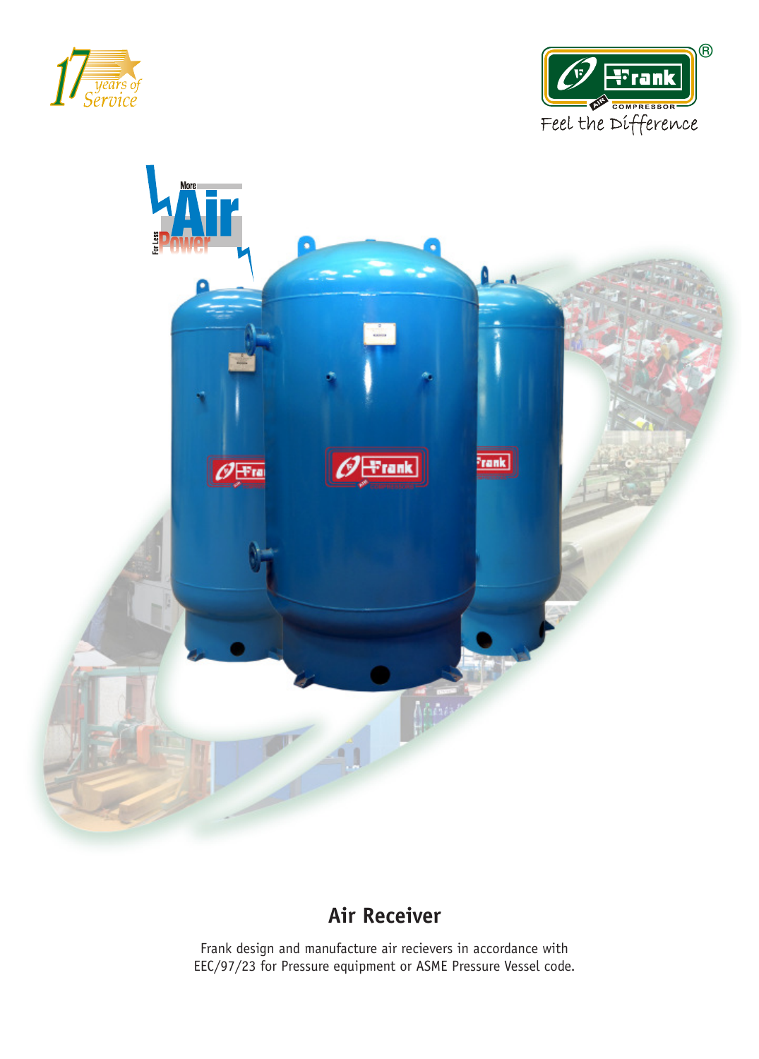17 years of Service

Frank AIR COMPRESSOR®

Feel the Difference

More Air For Less Power

# Air Receiver

Frank design and manufacture air recievers in accordance with EEC/97/23 for Pressure equipment or ASME Pressure Vessel code.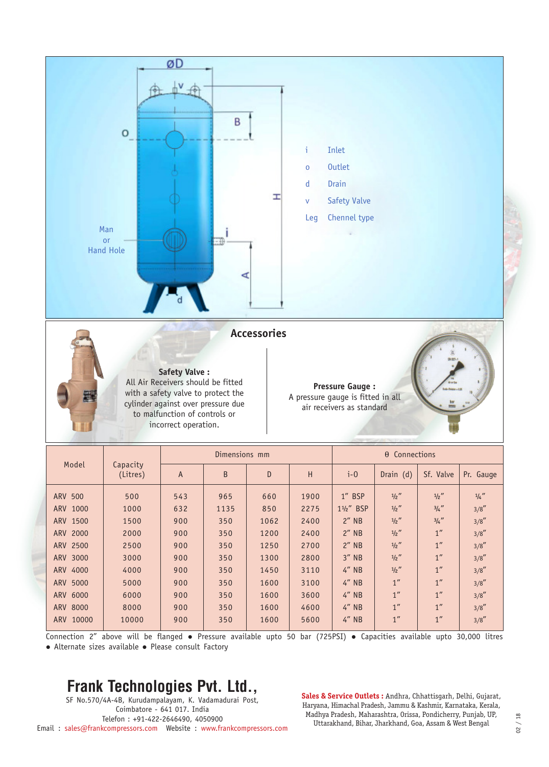Man
or
Hand Hole

i Inlet
o Outlet
d Drain
v Safety Valve
Leg Chennel type

## Accessories

**Safety Valve :**
All Air Receivers should be fitted with a safety valve to protect the cylinder against over pressure due to malfunction of controls or incorrect operation.

**Pressure Gauge :**
A pressure gauge is fitted in all air receivers as standard

| Model | Capacity (Litres) | Dimensions mm | | | | θ Connections | | | |
|---|---|---|---|---|---|---|---|---|---|
| | | A | B | D | H | i-O | Drain (d) | Sf. Valve | Pr. Gauge |
| ARV 500 | 500 | 543 | 965 | 660 | 1900 | 1" BSP | ½" | ½" | ¼" |
| ARV 1000 | 1000 | 632 | 1135 | 850 | 2275 | 1½" BSP | ½" | ¾" | 3/8" |
| ARV 1500 | 1500 | 900 | 350 | 1062 | 2400 | 2" NB | ½" | ¾" | 3/8" |
| ARV 2000 | 2000 | 900 | 350 | 1200 | 2400 | 2" NB | ½" | 1" | 3/8" |
| ARV 2500 | 2500 | 900 | 350 | 1250 | 2700 | 2" NB | ½" | 1" | 3/8" |
| ARV 3000 | 3000 | 900 | 350 | 1300 | 2800 | 3" NB | ½" | 1" | 3/8" |
| ARV 4000 | 4000 | 900 | 350 | 1450 | 3110 | 4" NB | ½" | 1" | 3/8" |
| ARV 5000 | 5000 | 900 | 350 | 1600 | 3100 | 4" NB | 1" | 1" | 3/8" |
| ARV 6000 | 6000 | 900 | 350 | 1600 | 3600 | 4" NB | 1" | 1" | 3/8" |
| ARV 8000 | 8000 | 900 | 350 | 1600 | 4600 | 4" NB | 1" | 1" | 3/8" |
| ARV 10000 | 10000 | 900 | 350 | 1600 | 5600 | 4" NB | 1" | 1" | 3/8" |

Connection 2" above will be flanged • Pressure available upto 50 bar (725PSI) • Capacities available upto 30,000 litres
• Alternate sizes available • Please consult Factory

# Frank Technologies Pvt. Ltd.,

SF No.570/4A-4B, Kurudampalayam, K. Vadamadurai Post,
Coimbatore - 641 017. India
Telefon : +91-422-2646490, 4050900
Email : sales@frankcompressors.com Website : www.frankcompressors.com

**Sales & Service Outlets :** Andhra, Chhattisgarh, Delhi, Gujarat, Haryana, Himachal Pradesh, Jammu & Kashmir, Karnataka, Kerala, Madhya Pradesh, Maharashtra, Orissa, Pondicherry, Punjab, UP, Uttarakhand, Bihar, Jharkhand, Goa, Assam & West Bengal